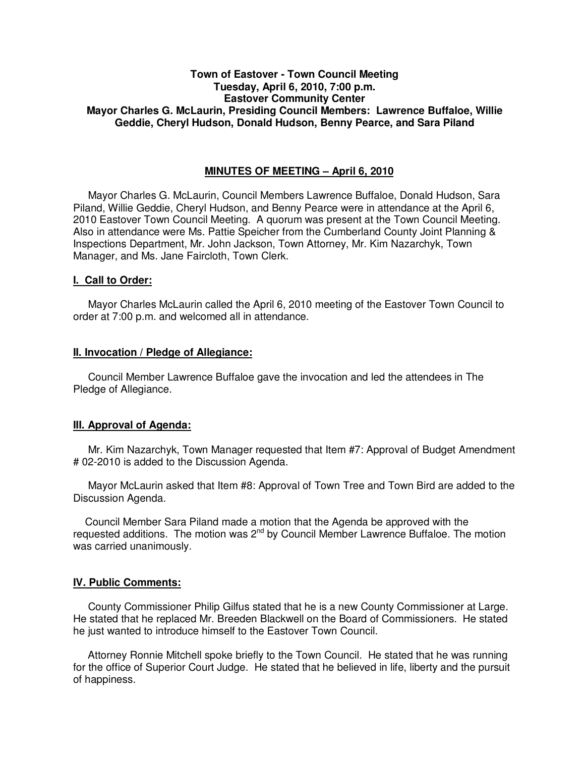**Town of Eastover - Town Council Meeting**
**Tuesday, April 6, 2010, 7:00 p.m.**
**Eastover Community Center**
**Mayor Charles G. McLaurin, Presiding Council Members: Lawrence Buffaloe, Willie Geddie, Cheryl Hudson, Donald Hudson, Benny Pearce, and Sara Piland**

## MINUTES OF MEETING – April 6, 2010

Mayor Charles G. McLaurin, Council Members Lawrence Buffaloe, Donald Hudson, Sara Piland, Willie Geddie, Cheryl Hudson, and Benny Pearce were in attendance at the April 6, 2010 Eastover Town Council Meeting. A quorum was present at the Town Council Meeting. Also in attendance were Ms. Pattie Speicher from the Cumberland County Joint Planning & Inspections Department, Mr. John Jackson, Town Attorney, Mr. Kim Nazarchyk, Town Manager, and Ms. Jane Faircloth, Town Clerk.

### I. Call to Order:

Mayor Charles McLaurin called the April 6, 2010 meeting of the Eastover Town Council to order at 7:00 p.m. and welcomed all in attendance.

### II. Invocation / Pledge of Allegiance:

Council Member Lawrence Buffaloe gave the invocation and led the attendees in The Pledge of Allegiance.

### III. Approval of Agenda:

Mr. Kim Nazarchyk, Town Manager requested that Item #7: Approval of Budget Amendment # 02-2010 is added to the Discussion Agenda.

Mayor McLaurin asked that Item #8: Approval of Town Tree and Town Bird are added to the Discussion Agenda.

Council Member Sara Piland made a motion that the Agenda be approved with the requested additions. The motion was 2nd by Council Member Lawrence Buffaloe. The motion was carried unanimously.

### IV. Public Comments:

County Commissioner Philip Gilfus stated that he is a new County Commissioner at Large. He stated that he replaced Mr. Breeden Blackwell on the Board of Commissioners. He stated he just wanted to introduce himself to the Eastover Town Council.

Attorney Ronnie Mitchell spoke briefly to the Town Council. He stated that he was running for the office of Superior Court Judge. He stated that he believed in life, liberty and the pursuit of happiness.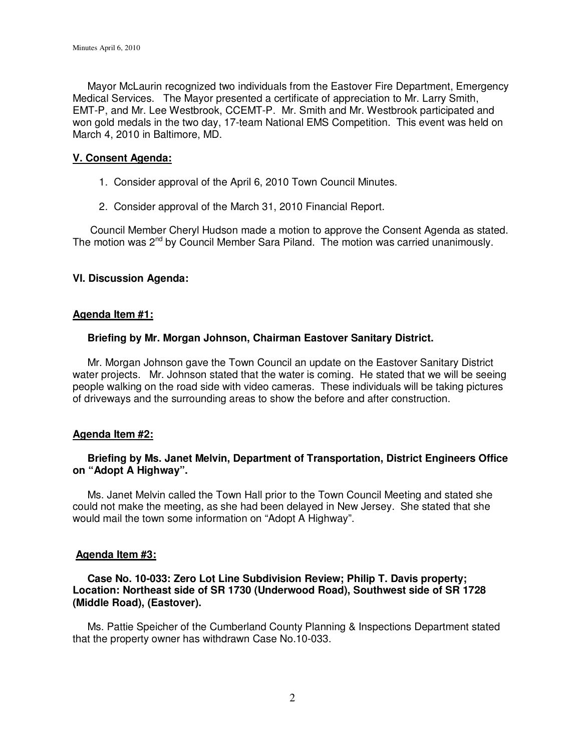Mayor McLaurin recognized two individuals from the Eastover Fire Department, Emergency Medical Services. The Mayor presented a certificate of appreciation to Mr. Larry Smith, EMT-P, and Mr. Lee Westbrook, CCEMT-P. Mr. Smith and Mr. Westbrook participated and won gold medals in the two day, 17-team National EMS Competition. This event was held on March 4, 2010 in Baltimore, MD.

## V. Consent Agenda:

1. Consider approval of the April 6, 2010 Town Council Minutes.

2. Consider approval of the March 31, 2010 Financial Report.

Council Member Cheryl Hudson made a motion to approve the Consent Agenda as stated. The motion was 2nd by Council Member Sara Piland. The motion was carried unanimously.

## VI. Discussion Agenda:

### Agenda Item #1:

**Briefing by Mr. Morgan Johnson, Chairman Eastover Sanitary District.**

Mr. Morgan Johnson gave the Town Council an update on the Eastover Sanitary District water projects. Mr. Johnson stated that the water is coming. He stated that we will be seeing people walking on the road side with video cameras. These individuals will be taking pictures of driveways and the surrounding areas to show the before and after construction.

### Agenda Item #2:

**Briefing by Ms. Janet Melvin, Department of Transportation, District Engineers Office on "Adopt A Highway".**

Ms. Janet Melvin called the Town Hall prior to the Town Council Meeting and stated she could not make the meeting, as she had been delayed in New Jersey. She stated that she would mail the town some information on "Adopt A Highway".

### Agenda Item #3:

**Case No. 10-033: Zero Lot Line Subdivision Review; Philip T. Davis property; Location: Northeast side of SR 1730 (Underwood Road), Southwest side of SR 1728 (Middle Road), (Eastover).**

Ms. Pattie Speicher of the Cumberland County Planning & Inspections Department stated that the property owner has withdrawn Case No.10-033.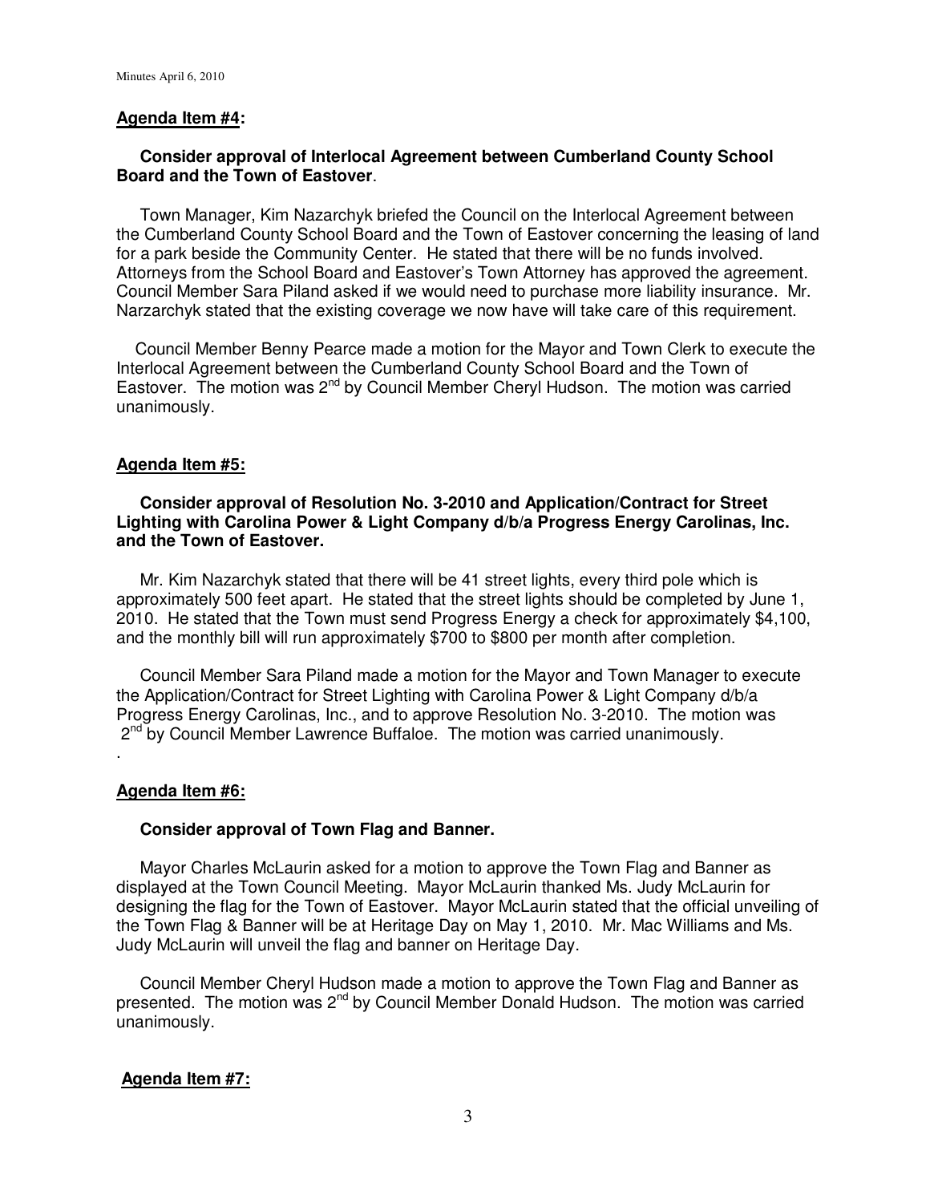**Agenda Item #4:**

**Consider approval of Interlocal Agreement between Cumberland County School Board and the Town of Eastover**.

Town Manager, Kim Nazarchyk briefed the Council on the Interlocal Agreement between the Cumberland County School Board and the Town of Eastover concerning the leasing of land for a park beside the Community Center. He stated that there will be no funds involved. Attorneys from the School Board and Eastover's Town Attorney has approved the agreement. Council Member Sara Piland asked if we would need to purchase more liability insurance. Mr. Narzarchyk stated that the existing coverage we now have will take care of this requirement.

Council Member Benny Pearce made a motion for the Mayor and Town Clerk to execute the Interlocal Agreement between the Cumberland County School Board and the Town of Eastover. The motion was 2nd by Council Member Cheryl Hudson. The motion was carried unanimously.

**Agenda Item #5:**

**Consider approval of Resolution No. 3-2010 and Application/Contract for Street Lighting with Carolina Power & Light Company d/b/a Progress Energy Carolinas, Inc. and the Town of Eastover.**

Mr. Kim Nazarchyk stated that there will be 41 street lights, every third pole which is approximately 500 feet apart. He stated that the street lights should be completed by June 1, 2010. He stated that the Town must send Progress Energy a check for approximately $4,100, and the monthly bill will run approximately $700 to $800 per month after completion.

Council Member Sara Piland made a motion for the Mayor and Town Manager to execute the Application/Contract for Street Lighting with Carolina Power & Light Company d/b/a Progress Energy Carolinas, Inc., and to approve Resolution No. 3-2010. The motion was 2nd by Council Member Lawrence Buffaloe. The motion was carried unanimously.
.

**Agenda Item #6:**

**Consider approval of Town Flag and Banner.**

Mayor Charles McLaurin asked for a motion to approve the Town Flag and Banner as displayed at the Town Council Meeting. Mayor McLaurin thanked Ms. Judy McLaurin for designing the flag for the Town of Eastover. Mayor McLaurin stated that the official unveiling of the Town Flag & Banner will be at Heritage Day on May 1, 2010. Mr. Mac Williams and Ms. Judy McLaurin will unveil the flag and banner on Heritage Day.

Council Member Cheryl Hudson made a motion to approve the Town Flag and Banner as presented. The motion was 2nd by Council Member Donald Hudson. The motion was carried unanimously.

**Agenda Item #7:**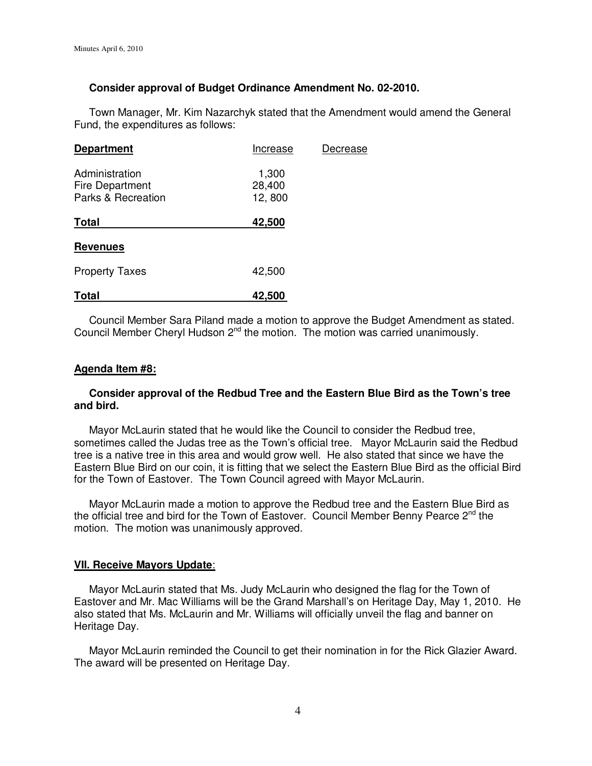**Consider approval of Budget Ordinance Amendment No. 02-2010.**

Town Manager, Mr. Kim Nazarchyk stated that the Amendment would amend the General Fund, the expenditures as follows:

| **Department** | Increase | Decrease |
|---|---|---|
| Administration | 1,300 | |
| Fire Department | 28,400 | |
| Parks & Recreation | 12, 800 | |
| **Total** | **42,500** | |
| **Revenues** | | |
| Property Taxes | 42,500 | |
| **Total** | **42,500** | |

Council Member Sara Piland made a motion to approve the Budget Amendment as stated. Council Member Cheryl Hudson 2nd the motion. The motion was carried unanimously.

**Agenda Item #8:**

**Consider approval of the Redbud Tree and the Eastern Blue Bird as the Town's tree and bird.**

Mayor McLaurin stated that he would like the Council to consider the Redbud tree, sometimes called the Judas tree as the Town's official tree. Mayor McLaurin said the Redbud tree is a native tree in this area and would grow well. He also stated that since we have the Eastern Blue Bird on our coin, it is fitting that we select the Eastern Blue Bird as the official Bird for the Town of Eastover. The Town Council agreed with Mayor McLaurin.

Mayor McLaurin made a motion to approve the Redbud tree and the Eastern Blue Bird as the official tree and bird for the Town of Eastover. Council Member Benny Pearce 2nd the motion. The motion was unanimously approved.

**VII. Receive Mayors Update:**

Mayor McLaurin stated that Ms. Judy McLaurin who designed the flag for the Town of Eastover and Mr. Mac Williams will be the Grand Marshall's on Heritage Day, May 1, 2010. He also stated that Ms. McLaurin and Mr. Williams will officially unveil the flag and banner on Heritage Day.

Mayor McLaurin reminded the Council to get their nomination in for the Rick Glazier Award. The award will be presented on Heritage Day.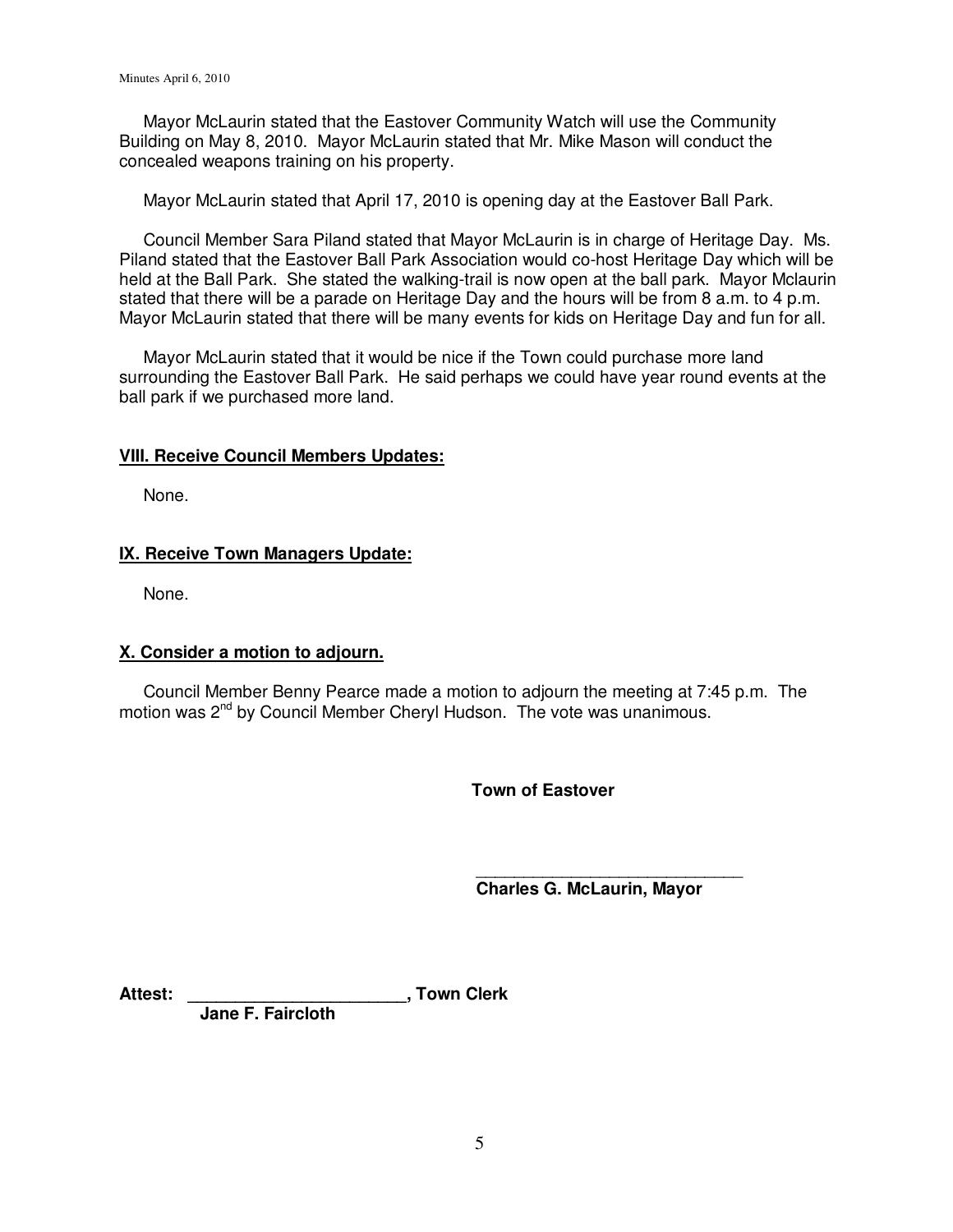Mayor McLaurin stated that the Eastover Community Watch will use the Community Building on May 8, 2010. Mayor McLaurin stated that Mr. Mike Mason will conduct the concealed weapons training on his property.

Mayor McLaurin stated that April 17, 2010 is opening day at the Eastover Ball Park.

Council Member Sara Piland stated that Mayor McLaurin is in charge of Heritage Day. Ms. Piland stated that the Eastover Ball Park Association would co-host Heritage Day which will be held at the Ball Park. She stated the walking-trail is now open at the ball park. Mayor Mclaurin stated that there will be a parade on Heritage Day and the hours will be from 8 a.m. to 4 p.m. Mayor McLaurin stated that there will be many events for kids on Heritage Day and fun for all.

Mayor McLaurin stated that it would be nice if the Town could purchase more land surrounding the Eastover Ball Park. He said perhaps we could have year round events at the ball park if we purchased more land.

**<u>VIII. Receive Council Members Updates:</u>**

None.

**<u>IX. Receive Town Managers Update:</u>**

None.

**<u>X. Consider a motion to adjourn.</u>**

Council Member Benny Pearce made a motion to adjourn the meeting at 7:45 p.m. The motion was 2nd by Council Member Cheryl Hudson. The vote was unanimous.

**Town of Eastover**

______________________________
**Charles G. McLaurin, Mayor**

**Attest: _______________________, Town Clerk**
**Jane F. Faircloth**